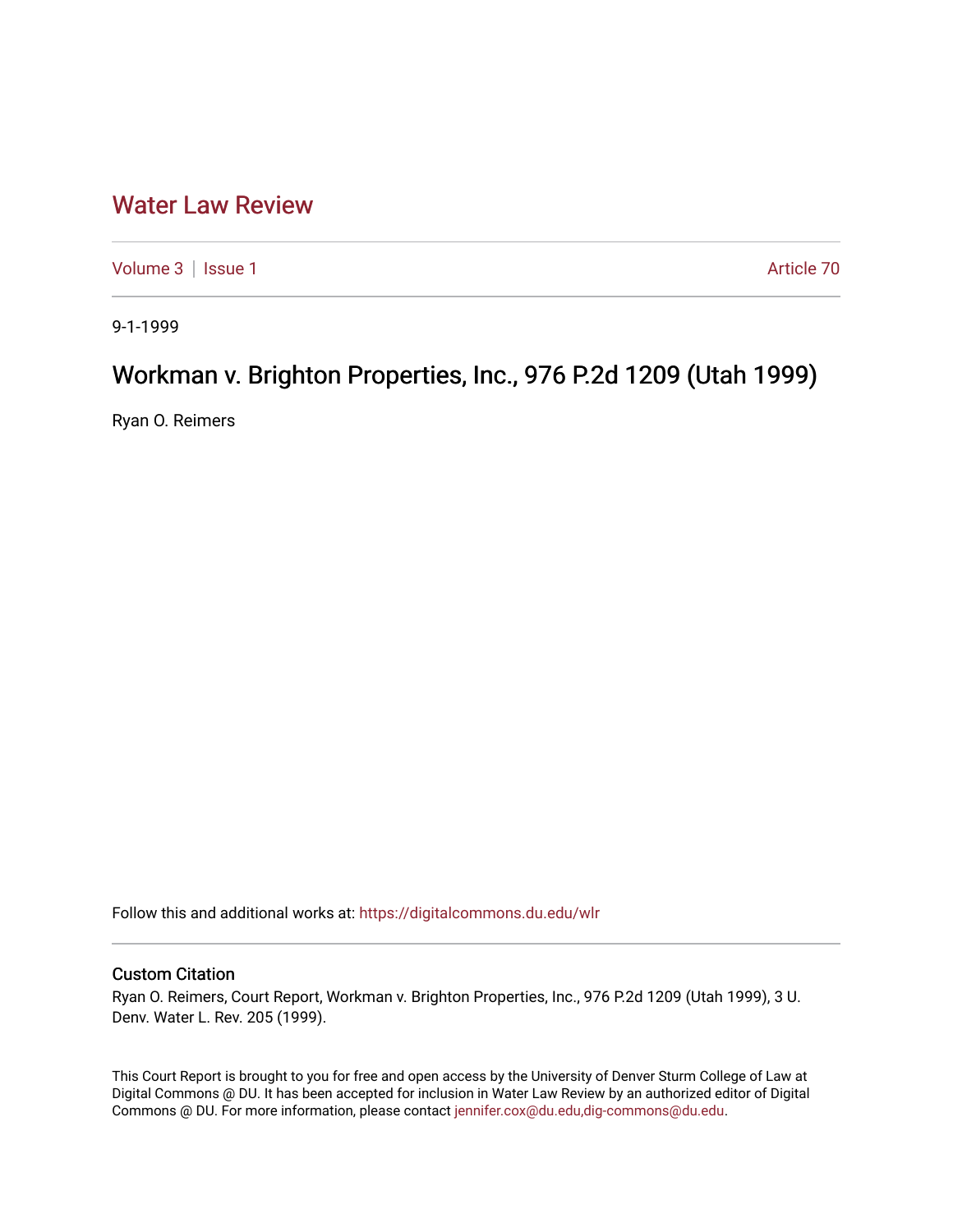# Water Law Review

Volume 3 | Issue 1 Article 70

9-1-1999

## Workman v. Brighton Properties, Inc., 976 P.2d 1209 (Utah 1999)

Ryan O. Reimers

Follow this and additional works at: https://digitalcommons.du.edu/wlr

### Custom Citation

Ryan O. Reimers, Court Report, Workman v. Brighton Properties, Inc., 976 P.2d 1209 (Utah 1999), 3 U. Denv. Water L. Rev. 205 (1999).

This Court Report is brought to you for free and open access by the University of Denver Sturm College of Law at Digital Commons @ DU. It has been accepted for inclusion in Water Law Review by an authorized editor of Digital Commons @ DU. For more information, please contact jennifer.cox@du.edu,dig-commons@du.edu.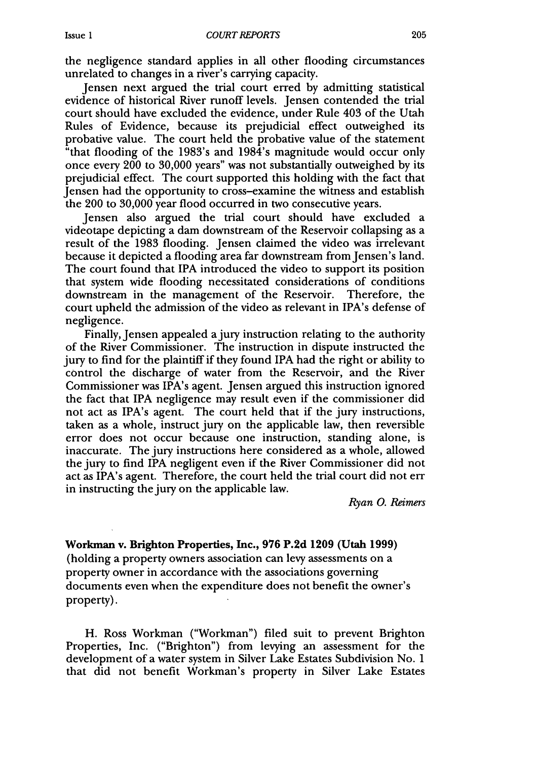the negligence standard applies in all other flooding circumstances unrelated to changes in a river's carrying capacity.

Jensen next argued the trial court erred by admitting statistical evidence of historical River runoff levels. Jensen contended the trial court should have excluded the evidence, under Rule 403 of the Utah Rules of Evidence, because its prejudicial effect outweighed its probative value. The court held the probative value of the statement "that flooding of the 1983's and 1984's magnitude would occur only once every 200 to 30,000 years" was not substantially outweighed by its prejudicial effect. The court supported this holding with the fact that Jensen had the opportunity to cross-examine the witness and establish the 200 to 30,000 year flood occurred in two consecutive years.

Jensen also argued the trial court should have excluded a videotape depicting a dam downstream of the Reservoir collapsing as a result of the 1983 flooding. Jensen claimed the video was irrelevant because it depicted a flooding area far downstream from Jensen's land. The court found that IPA introduced the video to support its position that system wide flooding necessitated considerations of conditions downstream in the management of the Reservoir. Therefore, the court upheld the admission of the video as relevant in IPA's defense of negligence.

Finally, Jensen appealed a jury instruction relating to the authority of the River Commissioner. The instruction in dispute instructed the jury to find for the plaintiff if they found IPA had the right or ability to control the discharge of water from the Reservoir, and the River Commissioner was IPA's agent. Jensen argued this instruction ignored the fact that IPA negligence may result even if the commissioner did not act as IPA's agent. The court held that if the jury instructions, taken as a whole, instruct jury on the applicable law, then reversible error does not occur because one instruction, standing alone, is inaccurate. The jury instructions here considered as a whole, allowed the jury to find IPA negligent even if the River Commissioner did not act as IPA's agent. Therefore, the court held the trial court did not err in instructing the jury on the applicable law.

*Ryan O. Reimers*

**Workman v. Brighton Properties, Inc., 976 P.2d 1209 (Utah 1999)** (holding a property owners association can levy assessments on a property owner in accordance with the associations governing documents even when the expenditure does not benefit the owner's property).

H. Ross Workman ("Workman") filed suit to prevent Brighton Properties, Inc. ("Brighton") from levying an assessment for the development of a water system in Silver Lake Estates Subdivision No. 1 that did not benefit Workman's property in Silver Lake Estates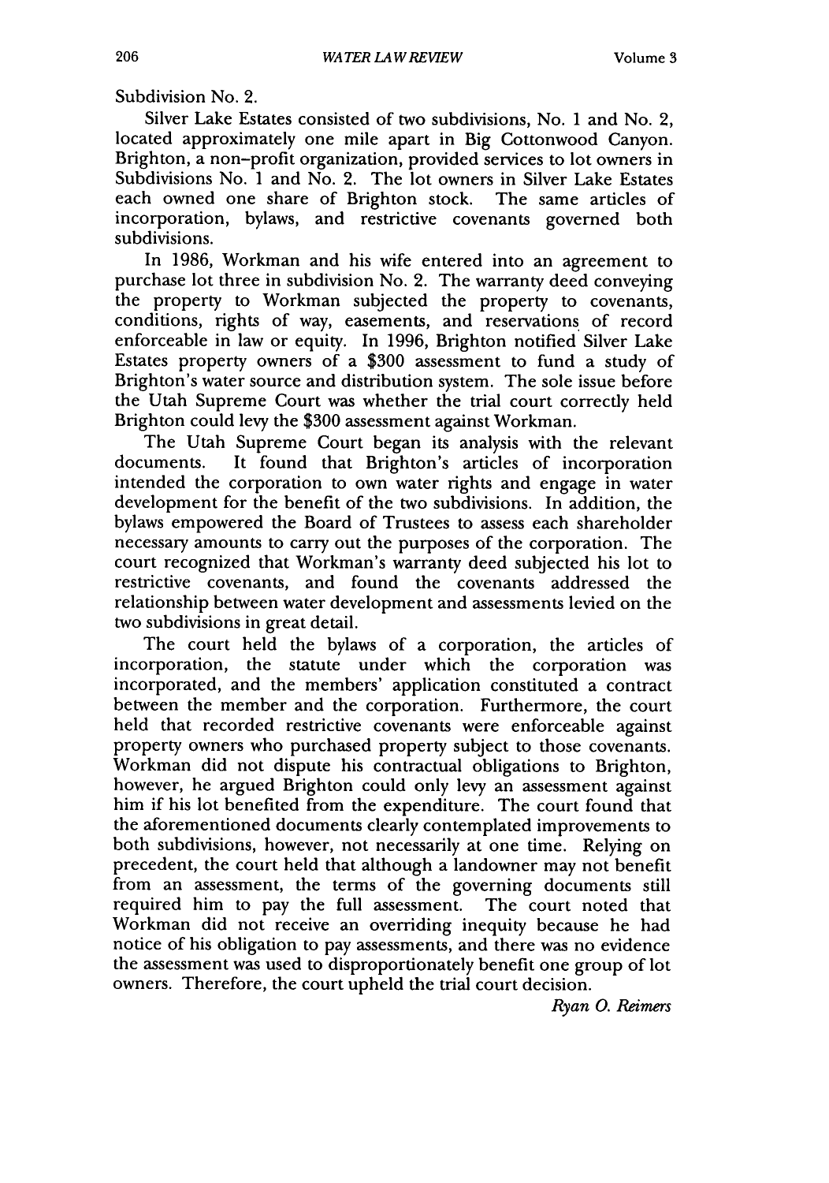Subdivision No. 2.

Silver Lake Estates consisted of two subdivisions, No. 1 and No. 2, located approximately one mile apart in Big Cottonwood Canyon. Brighton, a non-profit organization, provided services to lot owners in Subdivisions No. 1 and No. 2. The lot owners in Silver Lake Estates each owned one share of Brighton stock. The same articles of incorporation, bylaws, and restrictive covenants governed both subdivisions.

In 1986, Workman and his wife entered into an agreement to purchase lot three in subdivision No. 2. The warranty deed conveying the property to Workman subjected the property to covenants, conditions, rights of way, easements, and reservations of record enforceable in law or equity. In 1996, Brighton notified Silver Lake Estates property owners of a $300 assessment to fund a study of Brighton's water source and distribution system. The sole issue before the Utah Supreme Court was whether the trial court correctly held Brighton could levy the $300 assessment against Workman.

The Utah Supreme Court began its analysis with the relevant documents. It found that Brighton's articles of incorporation intended the corporation to own water rights and engage in water development for the benefit of the two subdivisions. In addition, the bylaws empowered the Board of Trustees to assess each shareholder necessary amounts to carry out the purposes of the corporation. The court recognized that Workman's warranty deed subjected his lot to restrictive covenants, and found the covenants addressed the relationship between water development and assessments levied on the two subdivisions in great detail.

The court held the bylaws of a corporation, the articles of incorporation, the statute under which the corporation was incorporated, and the members' application constituted a contract between the member and the corporation. Furthermore, the court held that recorded restrictive covenants were enforceable against property owners who purchased property subject to those covenants. Workman did not dispute his contractual obligations to Brighton, however, he argued Brighton could only levy an assessment against him if his lot benefited from the expenditure. The court found that the aforementioned documents clearly contemplated improvements to both subdivisions, however, not necessarily at one time. Relying on precedent, the court held that although a landowner may not benefit from an assessment, the terms of the governing documents still required him to pay the full assessment. The court noted that Workman did not receive an overriding inequity because he had notice of his obligation to pay assessments, and there was no evidence the assessment was used to disproportionately benefit one group of lot owners. Therefore, the court upheld the trial court decision.

*Ryan O. Reimers*